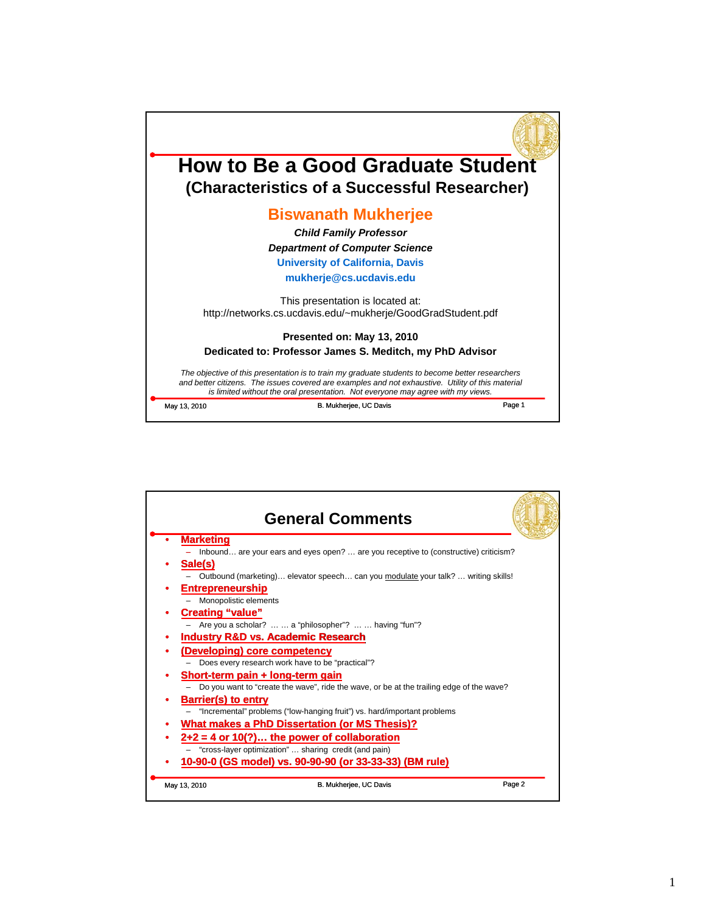# How to Be a Good Graduate Student
## (Characteristics of a Successful Researcher)

**Biswanath Mukherjee**

***Child Family Professor***

***Department of Computer Science***

**University of California, Davis**

**mukherje@cs.ucdavis.edu**

This presentation is located at:
http://networks.cs.ucdavis.edu/~mukherje/GoodGradStudent.pdf

**Presented on: May 13, 2010**

**Dedicated to: Professor James S. Meditch, my PhD Advisor**

*The objective of this presentation is to train my graduate students to become better researchers and better citizens. The issues covered are examples and not exhaustive. Utility of this material is limited without the oral presentation. Not everyone may agree with my views.*

## General Comments

- **Marketing**
  - Inbound… are your ears and eyes open? … are you receptive to (constructive) criticism?
- **Sale(s)**
  - Outbound (marketing)… elevator speech… can you modulate your talk? … writing skills!
- **Entrepreneurship**
  - Monopolistic elements
- **Creating "value"**
  - Are you a scholar? … … a "philosopher"? … … having "fun"?
- **Industry R&D vs. Academic Research**
- **(Developing) core competency**
  - Does every research work have to be "practical"?
- **Short-term pain + long-term gain**
  - Do you want to "create the wave", ride the wave, or be at the trailing edge of the wave?
- **Barrier(s) to entry**
  - "Incremental" problems ("low-hanging fruit") vs. hard/important problems
- **What makes a PhD Dissertation (or MS Thesis)?**
- **2+2 = 4 or 10(?)… the power of collaboration**
  - "cross-layer optimization" … sharing credit (and pain)
- **10-90-0 (GS model) vs. 90-90-90 (or 33-33-33) (BM rule)**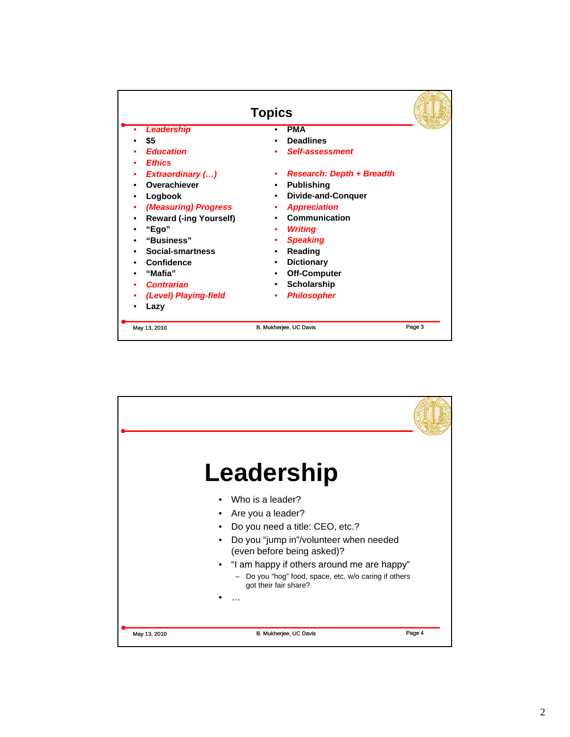## Topics

- ***Leadership***
- $5
- ***Education***
- ***Ethics***
- ***Extraordinary (…)***
- Overachiever
- Logbook
- ***(Measuring) Progress***
- Reward (-ing Yourself)
- "Ego"
- "Business"
- Social-smartness
- Confidence
- "Mafia"
- ***Contrarian***
- ***(Level) Playing-field***
- Lazy
- PMA
- Deadlines
- ***Self-assessment***
- ***Research: Depth + Breadth***
- Publishing
- Divide-and-Conquer
- ***Appreciation***
- Communication
- ***Writing***
- ***Speaking***
- Reading
- Dictionary
- Off-Computer
- Scholarship
- ***Philosopher***

# Leadership

- Who is a leader?
- Are you a leader?
- Do you need a title: CEO, etc.?
- Do you "jump in"/volunteer when needed (even before being asked)?
- "I am happy if others around me are happy"
  - Do you "hog" food, space, etc. w/o caring if others got their fair share?
- …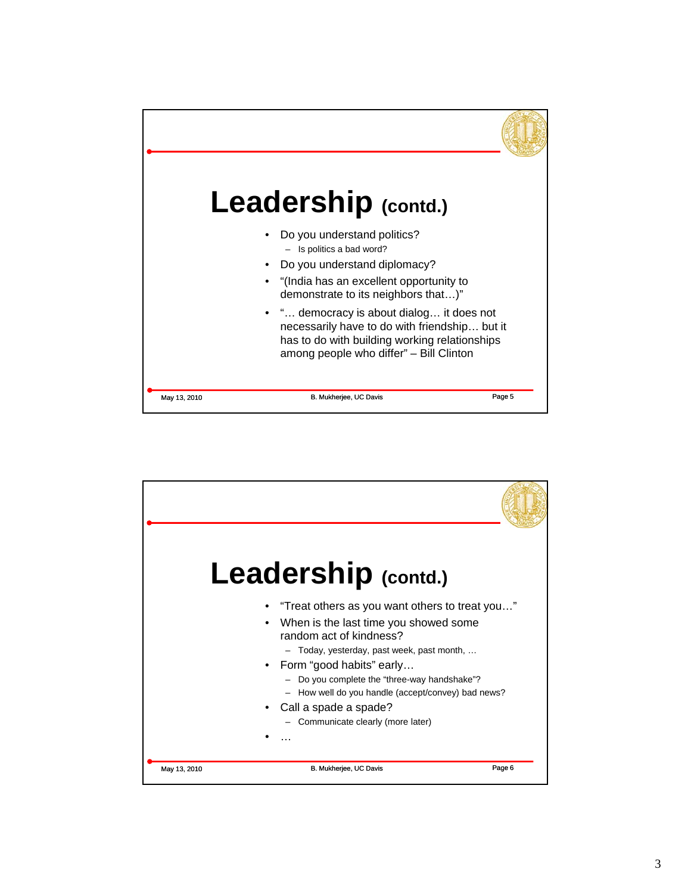# Leadership (contd.)

- Do you understand politics?
  - Is politics a bad word?
- Do you understand diplomacy?
- "(India has an excellent opportunity to demonstrate to its neighbors that…)"
- "… democracy is about dialog… it does not necessarily have to do with friendship… but it has to do with building working relationships among people who differ" – Bill Clinton

# Leadership (contd.)

- "Treat others as you want others to treat you…"
- When is the last time you showed some random act of kindness?
  - Today, yesterday, past week, past month, …
- Form "good habits" early…
  - Do you complete the "three-way handshake"?
  - How well do you handle (accept/convey) bad news?
- Call a spade a spade?
  - Communicate clearly (more later)
- …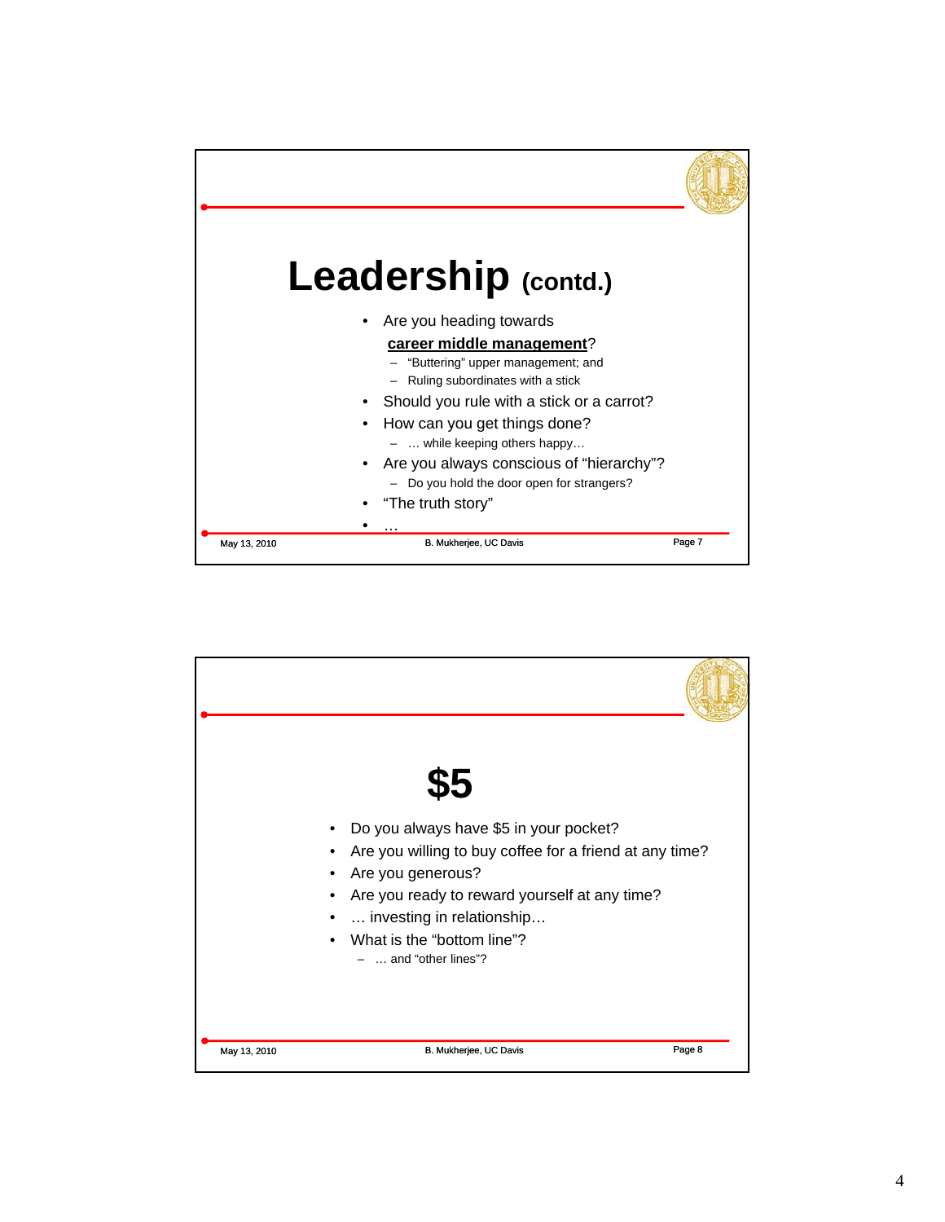# Leadership (contd.)

- Are you heading towards **career middle management**?
  - "Buttering" upper management; and
  - Ruling subordinates with a stick
- Should you rule with a stick or a carrot?
- How can you get things done?
  - … while keeping others happy…
- Are you always conscious of "hierarchy"?
  - Do you hold the door open for strangers?
- "The truth story"
- …

# $5

- Do you always have $5 in your pocket?
- Are you willing to buy coffee for a friend at any time?
- Are you generous?
- Are you ready to reward yourself at any time?
- … investing in relationship…
- What is the "bottom line"?
  - … and "other lines"?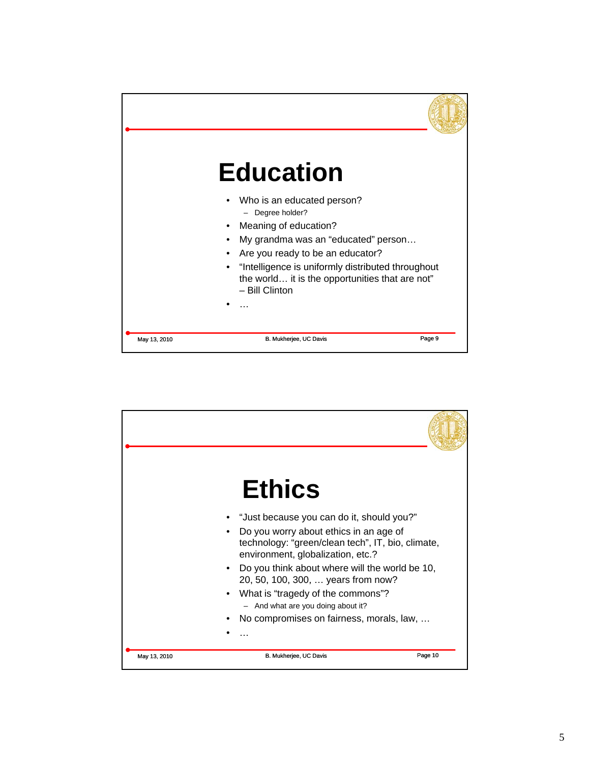# Education

- Who is an educated person?
  - Degree holder?
- Meaning of education?
- My grandma was an "educated" person…
- Are you ready to be an educator?
- "Intelligence is uniformly distributed throughout the world… it is the opportunities that are not" – Bill Clinton
- …

# Ethics

- "Just because you can do it, should you?"
- Do you worry about ethics in an age of technology: "green/clean tech", IT, bio, climate, environment, globalization, etc.?
- Do you think about where will the world be 10, 20, 50, 100, 300, … years from now?
- What is "tragedy of the commons"?
  - And what are you doing about it?
- No compromises on fairness, morals, law, …
- …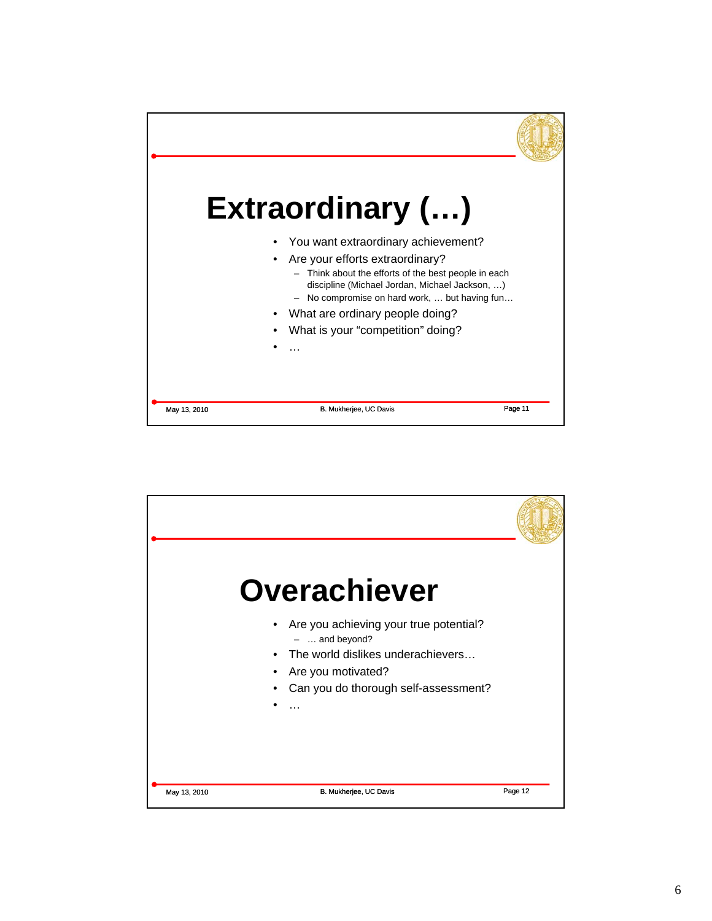# Extraordinary (…)

- You want extraordinary achievement?
- Are your efforts extraordinary?
  - Think about the efforts of the best people in each discipline (Michael Jordan, Michael Jackson, …)
  - No compromise on hard work, … but having fun…
- What are ordinary people doing?
- What is your "competition" doing?
- …

May 13, 2010 B. Mukherjee, UC Davis Page 11

# Overachiever

- Are you achieving your true potential?
  - … and beyond?
- The world dislikes underachievers…
- Are you motivated?
- Can you do thorough self-assessment?
- …

May 13, 2010 B. Mukherjee, UC Davis Page 12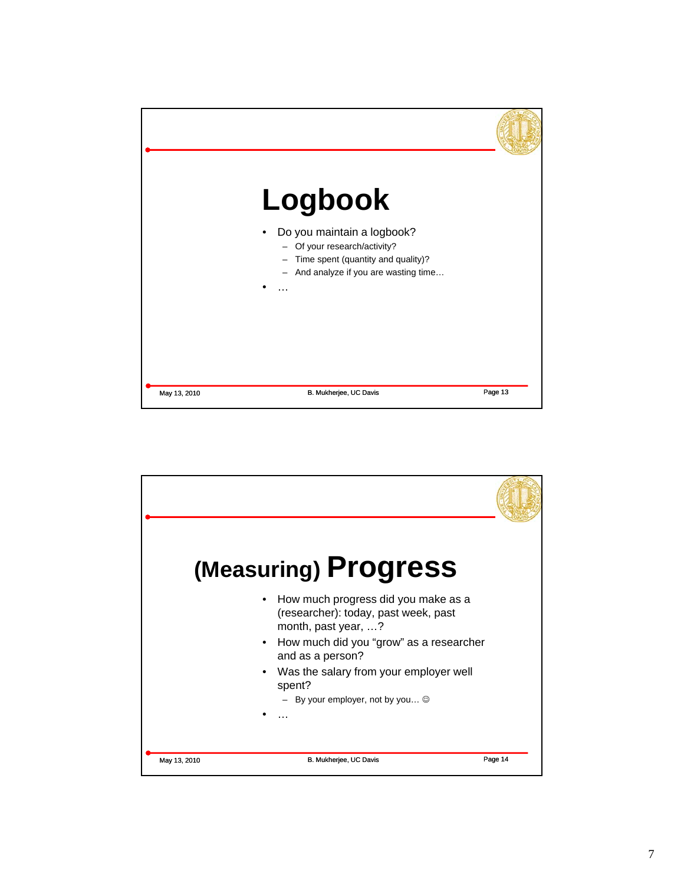# Logbook

- Do you maintain a logbook?
  - Of your research/activity?
  - Time spent (quantity and quality)?
  - And analyze if you are wasting time…
- …

# (Measuring) Progress

- How much progress did you make as a (researcher): today, past week, past month, past year, …?
- How much did you "grow" as a researcher and as a person?
- Was the salary from your employer well spent?
  - By your employer, not by you… ☺
- …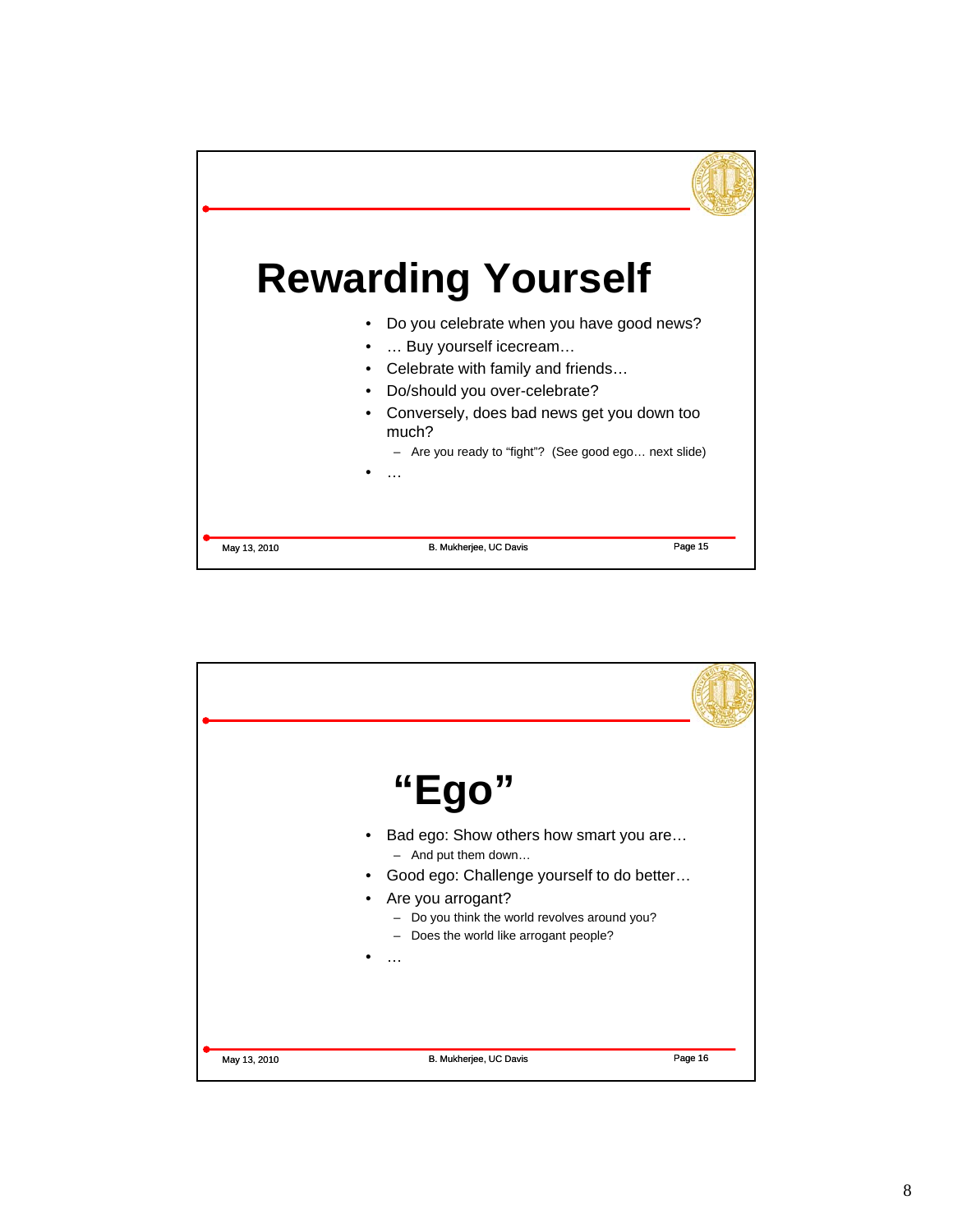# Rewarding Yourself

- Do you celebrate when you have good news?
- … Buy yourself icecream…
- Celebrate with family and friends…
- Do/should you over-celebrate?
- Conversely, does bad news get you down too much?
  - Are you ready to "fight"? (See good ego… next slide)
- …

# "Ego"

- Bad ego: Show others how smart you are…
  - And put them down…
- Good ego: Challenge yourself to do better…
- Are you arrogant?
  - Do you think the world revolves around you?
  - Does the world like arrogant people?
- …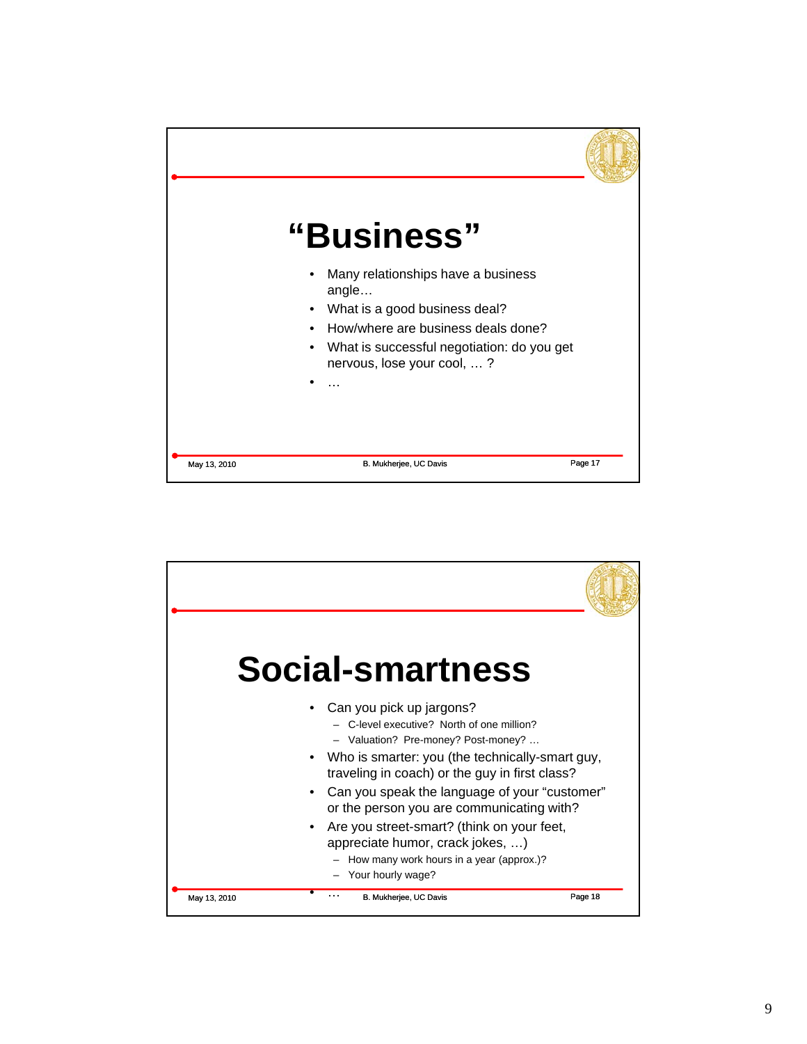# "Business"

- Many relationships have a business angle…
- What is a good business deal?
- How/where are business deals done?
- What is successful negotiation: do you get nervous, lose your cool, … ?
- …

# Social-smartness

- Can you pick up jargons?
  - C-level executive? North of one million?
  - Valuation? Pre-money? Post-money? …
- Who is smarter: you (the technically-smart guy, traveling in coach) or the guy in first class?
- Can you speak the language of your "customer" or the person you are communicating with?
- Are you street-smart? (think on your feet, appreciate humor, crack jokes, …)
  - How many work hours in a year (approx.)?
  - Your hourly wage?
- …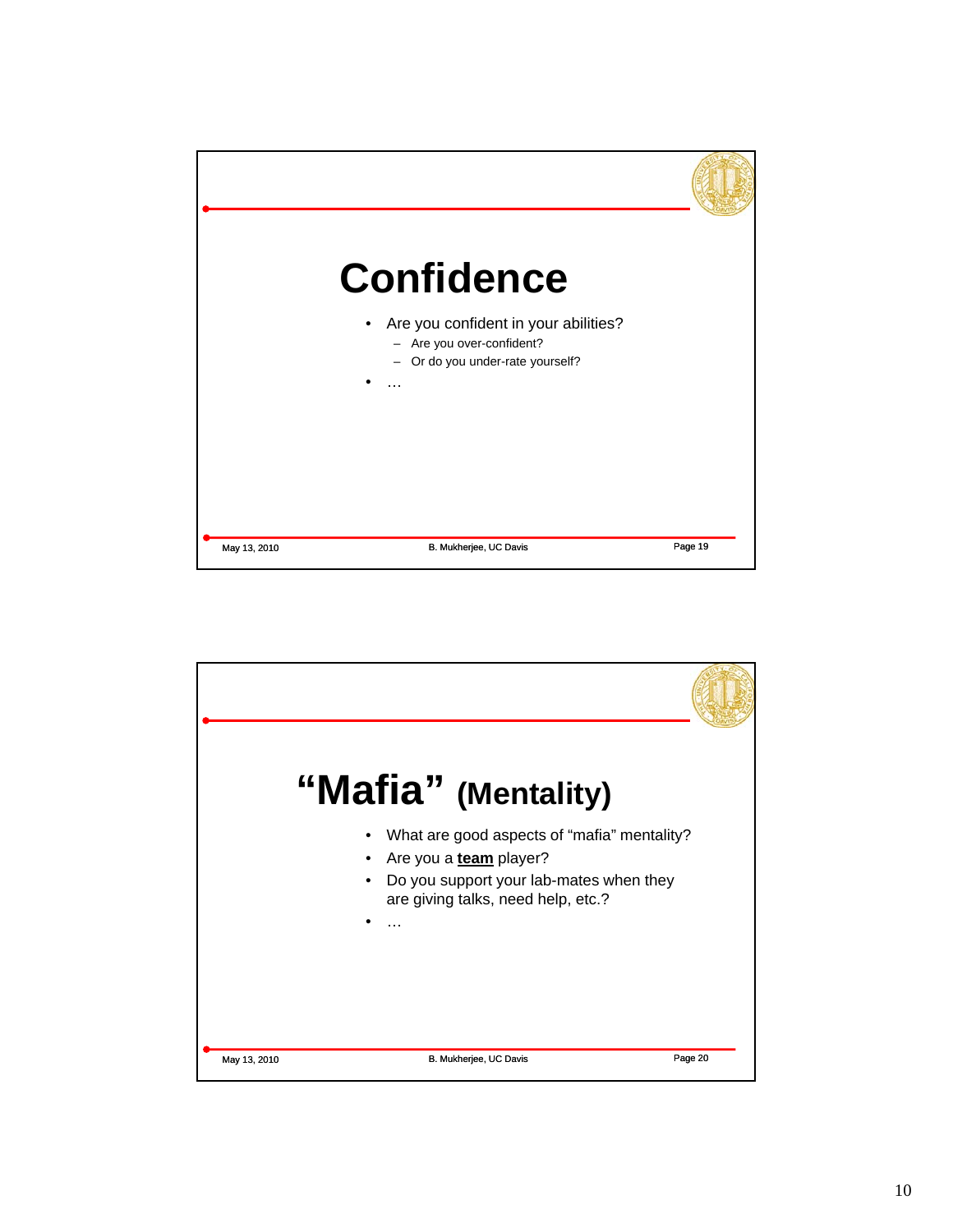# Confidence

- Are you confident in your abilities?
  - Are you over-confident?
  - Or do you under-rate yourself?
- …

# "Mafia" (Mentality)

- What are good aspects of "mafia" mentality?
- Are you a **team** player?
- Do you support your lab-mates when they are giving talks, need help, etc.?
- …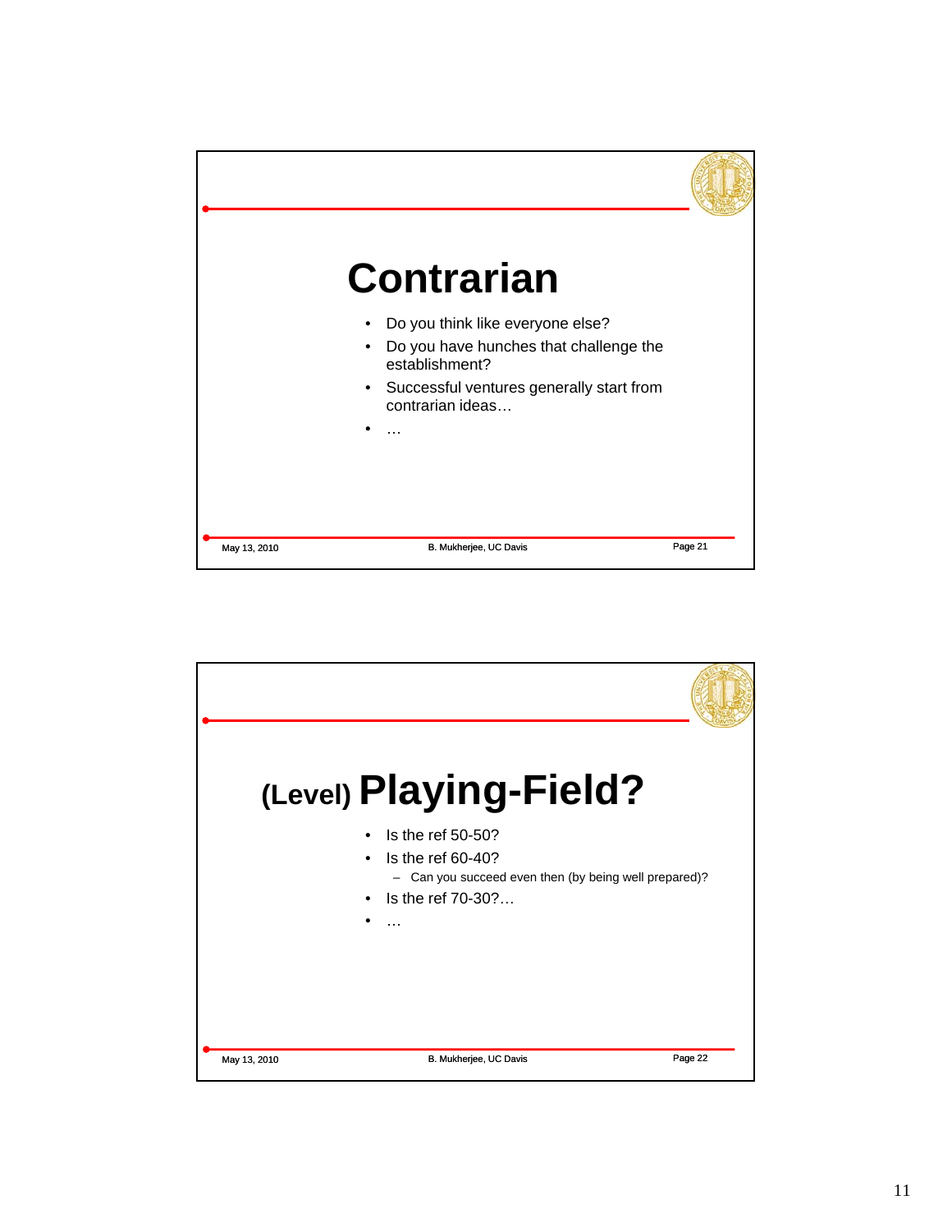# Contrarian

- Do you think like everyone else?
- Do you have hunches that challenge the establishment?
- Successful ventures generally start from contrarian ideas…
- …

# (Level) Playing-Field?

- Is the ref 50-50?
- Is the ref 60-40?
  - Can you succeed even then (by being well prepared)?
- Is the ref 70-30?…
- …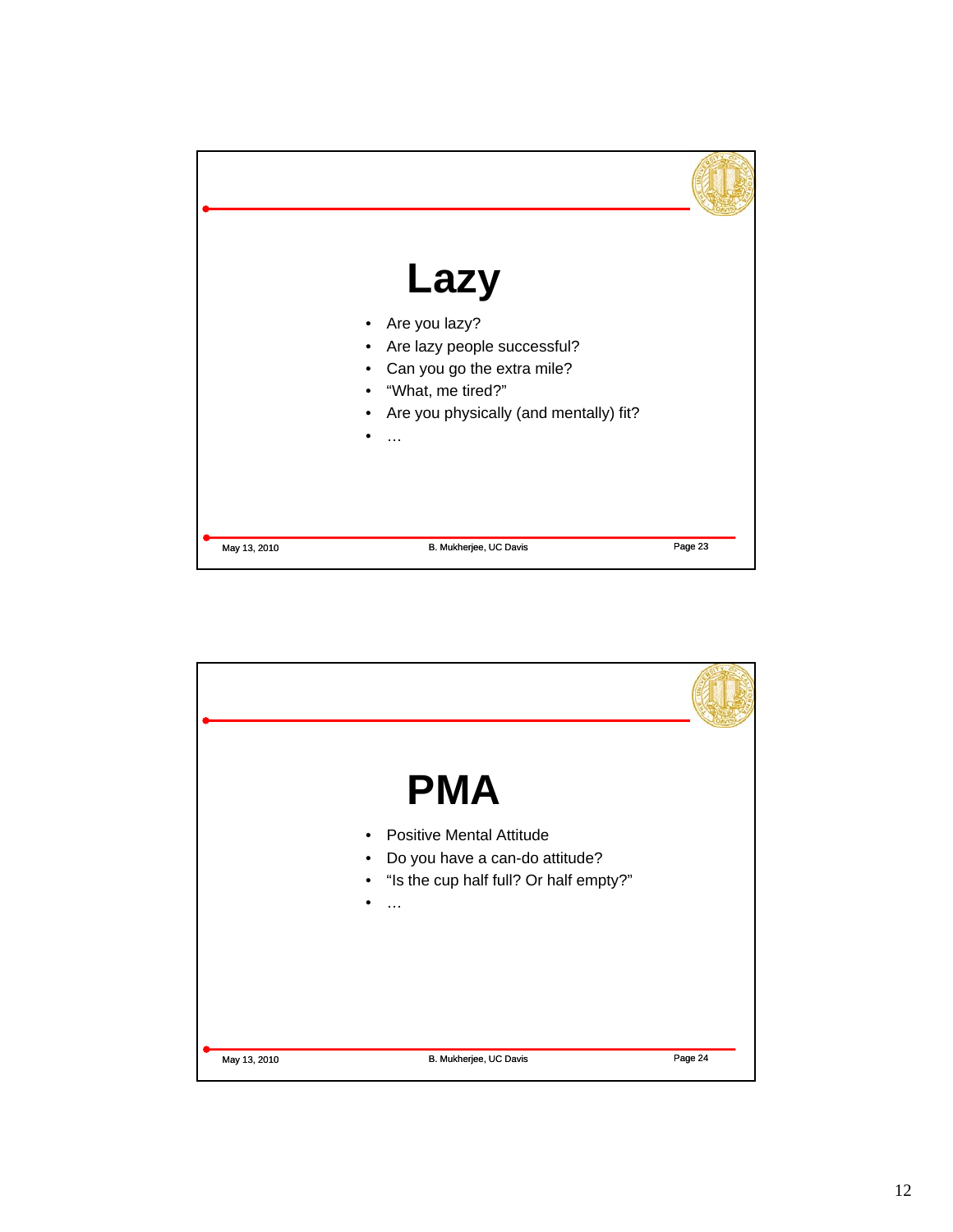# Lazy

- Are you lazy?
- Are lazy people successful?
- Can you go the extra mile?
- "What, me tired?"
- Are you physically (and mentally) fit?
- …

# PMA

- Positive Mental Attitude
- Do you have a can-do attitude?
- "Is the cup half full? Or half empty?"
- …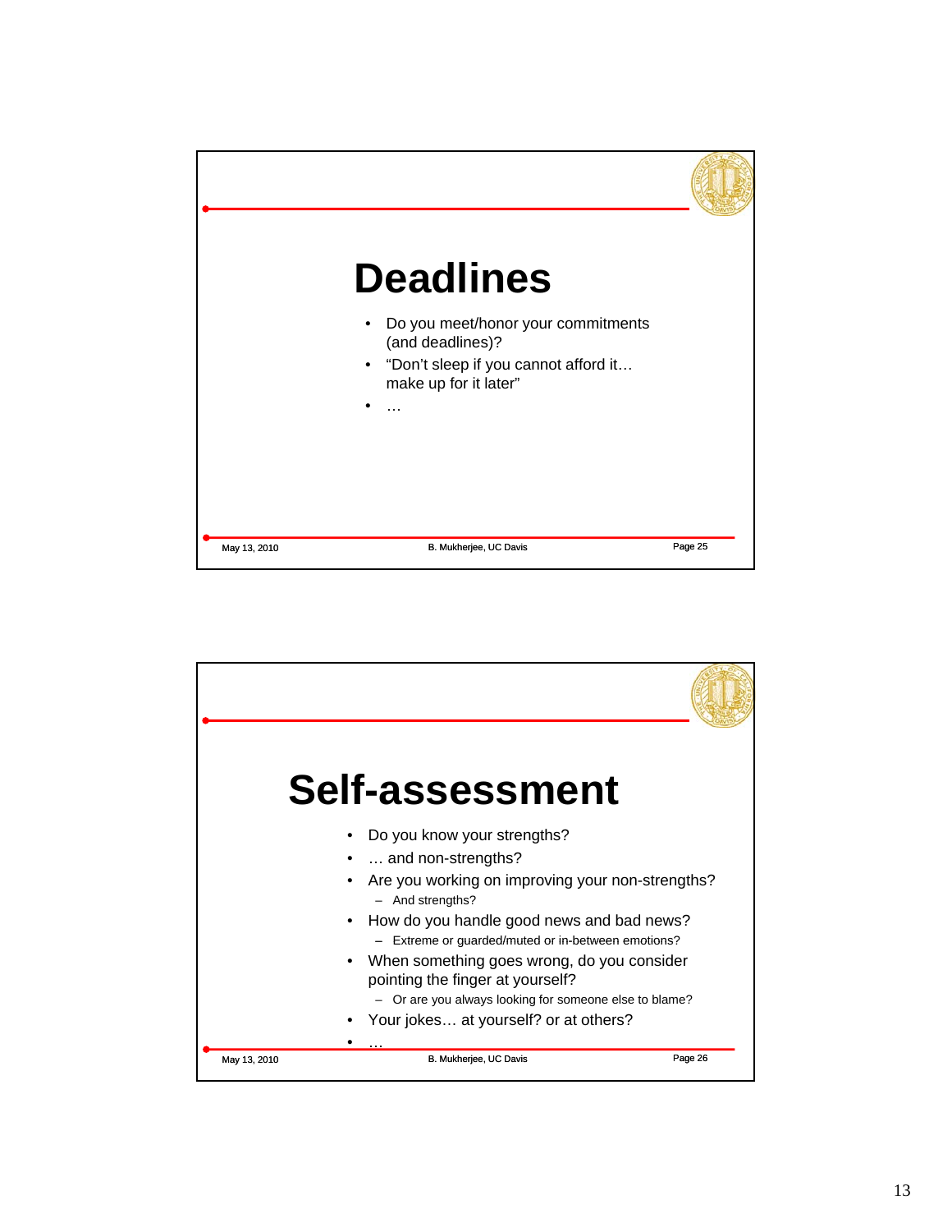# Deadlines

- Do you meet/honor your commitments (and deadlines)?
- "Don't sleep if you cannot afford it… make up for it later"
- …

# Self-assessment

- Do you know your strengths?
- … and non-strengths?
- Are you working on improving your non-strengths?
  - And strengths?
- How do you handle good news and bad news?
  - Extreme or guarded/muted or in-between emotions?
- When something goes wrong, do you consider pointing the finger at yourself?
  - Or are you always looking for someone else to blame?
- Your jokes… at yourself? or at others?
- …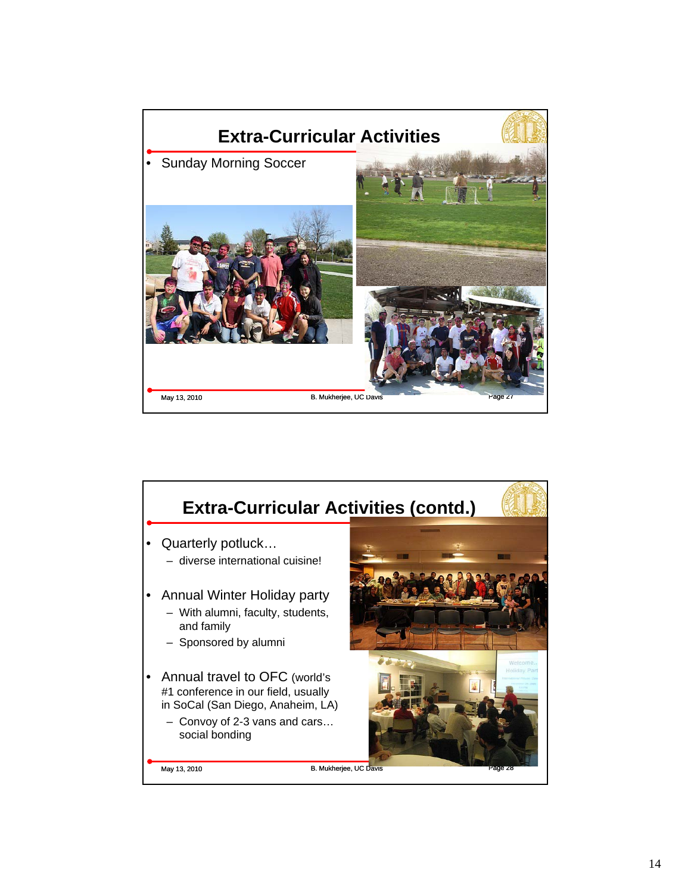## Extra-Curricular Activities

- Sunday Morning Soccer

## Extra-Curricular Activities (contd.)

- Quarterly potluck…
  - diverse international cuisine!
- Annual Winter Holiday party
  - With alumni, faculty, students, and family
  - Sponsored by alumni
- Annual travel to OFC (world's #1 conference in our field, usually in SoCal (San Diego, Anaheim, LA)
  - Convoy of 2-3 vans and cars… social bonding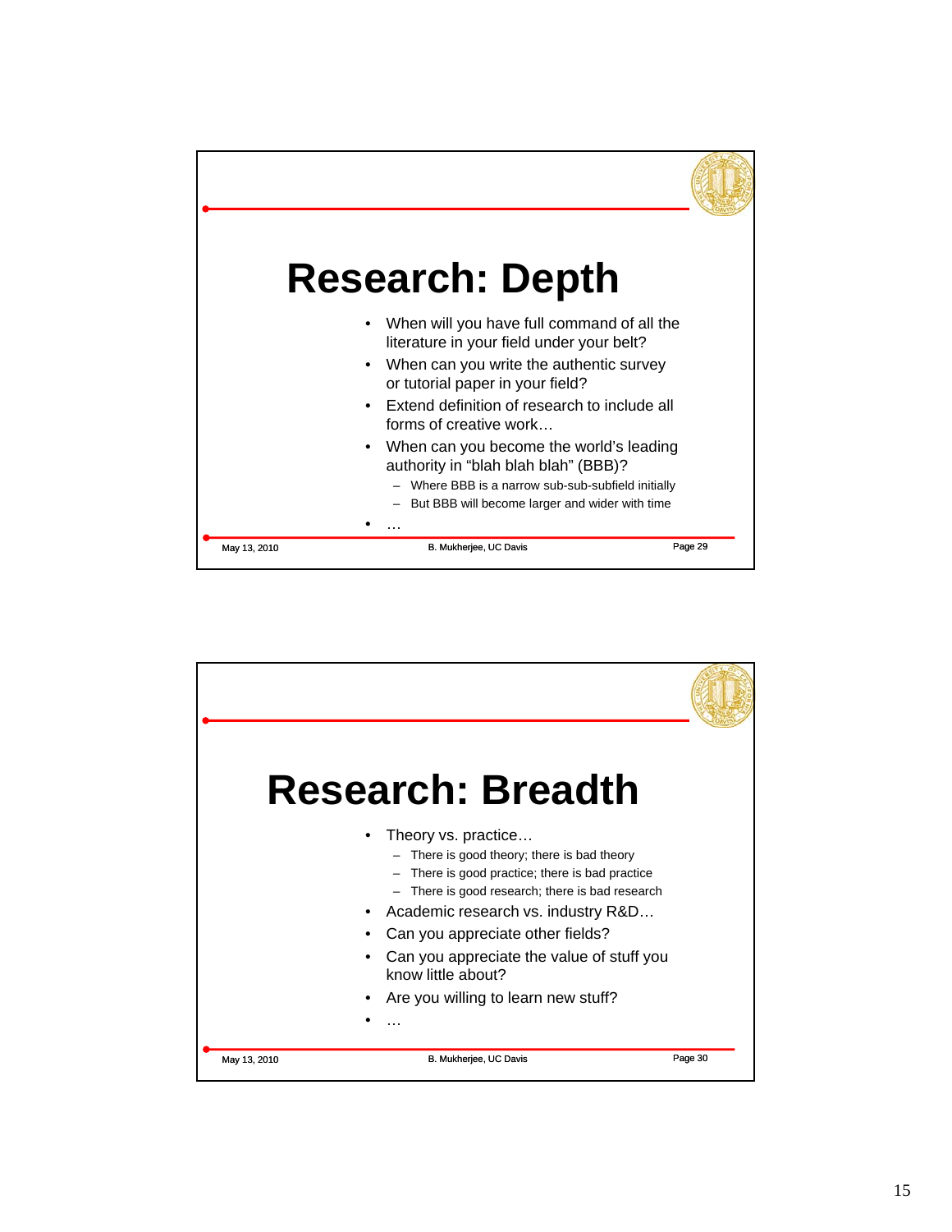# Research: Depth

- When will you have full command of all the literature in your field under your belt?
- When can you write the authentic survey or tutorial paper in your field?
- Extend definition of research to include all forms of creative work…
- When can you become the world's leading authority in "blah blah blah" (BBB)?
  - Where BBB is a narrow sub-sub-subfield initially
  - But BBB will become larger and wider with time
- …

# Research: Breadth

- Theory vs. practice…
  - There is good theory; there is bad theory
  - There is good practice; there is bad practice
  - There is good research; there is bad research
- Academic research vs. industry R&D…
- Can you appreciate other fields?
- Can you appreciate the value of stuff you know little about?
- Are you willing to learn new stuff?
- …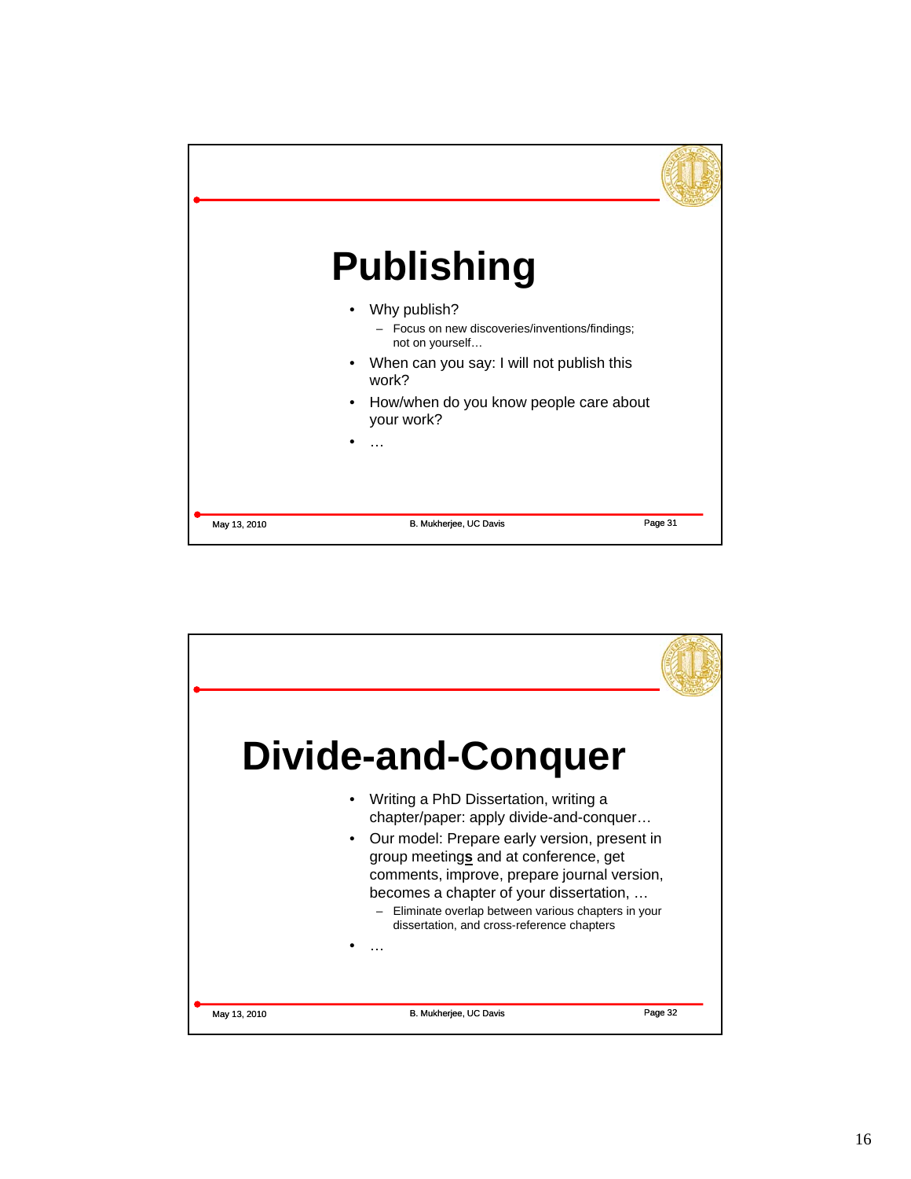# Publishing

- Why publish?
  - Focus on new discoveries/inventions/findings; not on yourself…
- When can you say: I will not publish this work?
- How/when do you know people care about your work?
- …

# Divide-and-Conquer

- Writing a PhD Dissertation, writing a chapter/paper: apply divide-and-conquer…
- Our model: Prepare early version, present in group meeting**s** and at conference, get comments, improve, prepare journal version, becomes a chapter of your dissertation, …
  - Eliminate overlap between various chapters in your dissertation, and cross-reference chapters
- …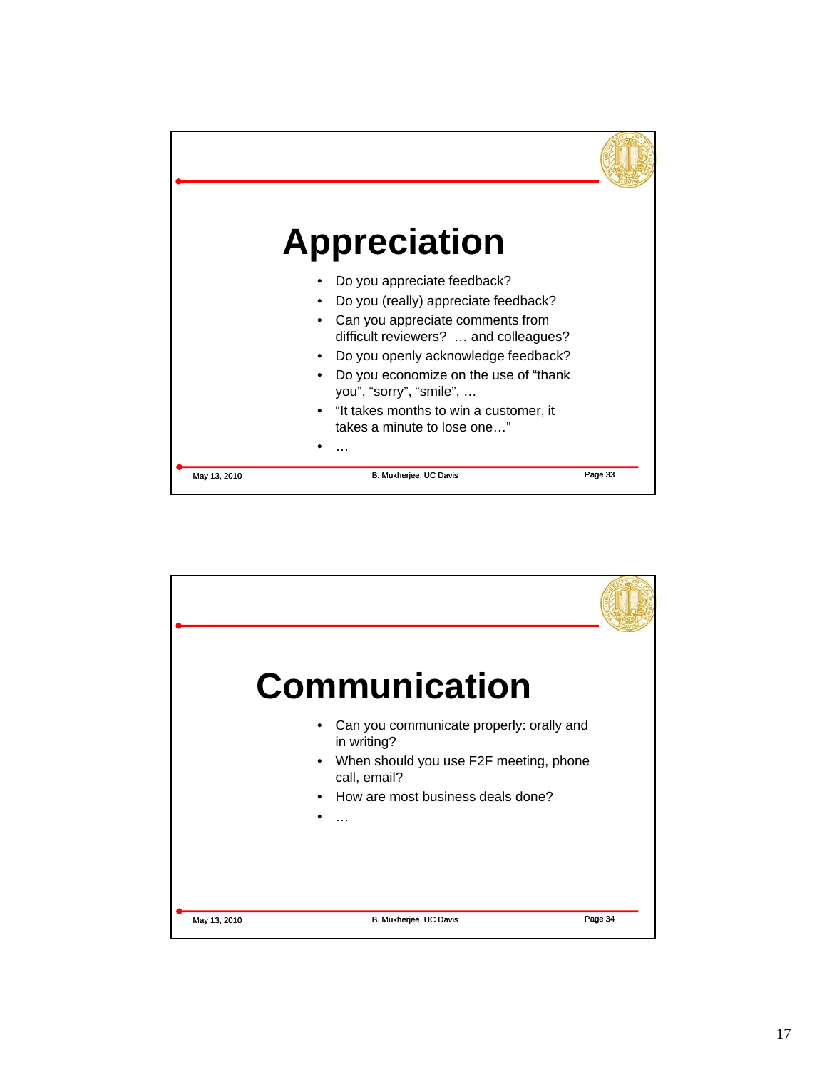# Appreciation

- Do you appreciate feedback?
- Do you (really) appreciate feedback?
- Can you appreciate comments from difficult reviewers? … and colleagues?
- Do you openly acknowledge feedback?
- Do you economize on the use of "thank you", "sorry", "smile", …
- "It takes months to win a customer, it takes a minute to lose one…"
- …

# Communication

- Can you communicate properly: orally and in writing?
- When should you use F2F meeting, phone call, email?
- How are most business deals done?
- …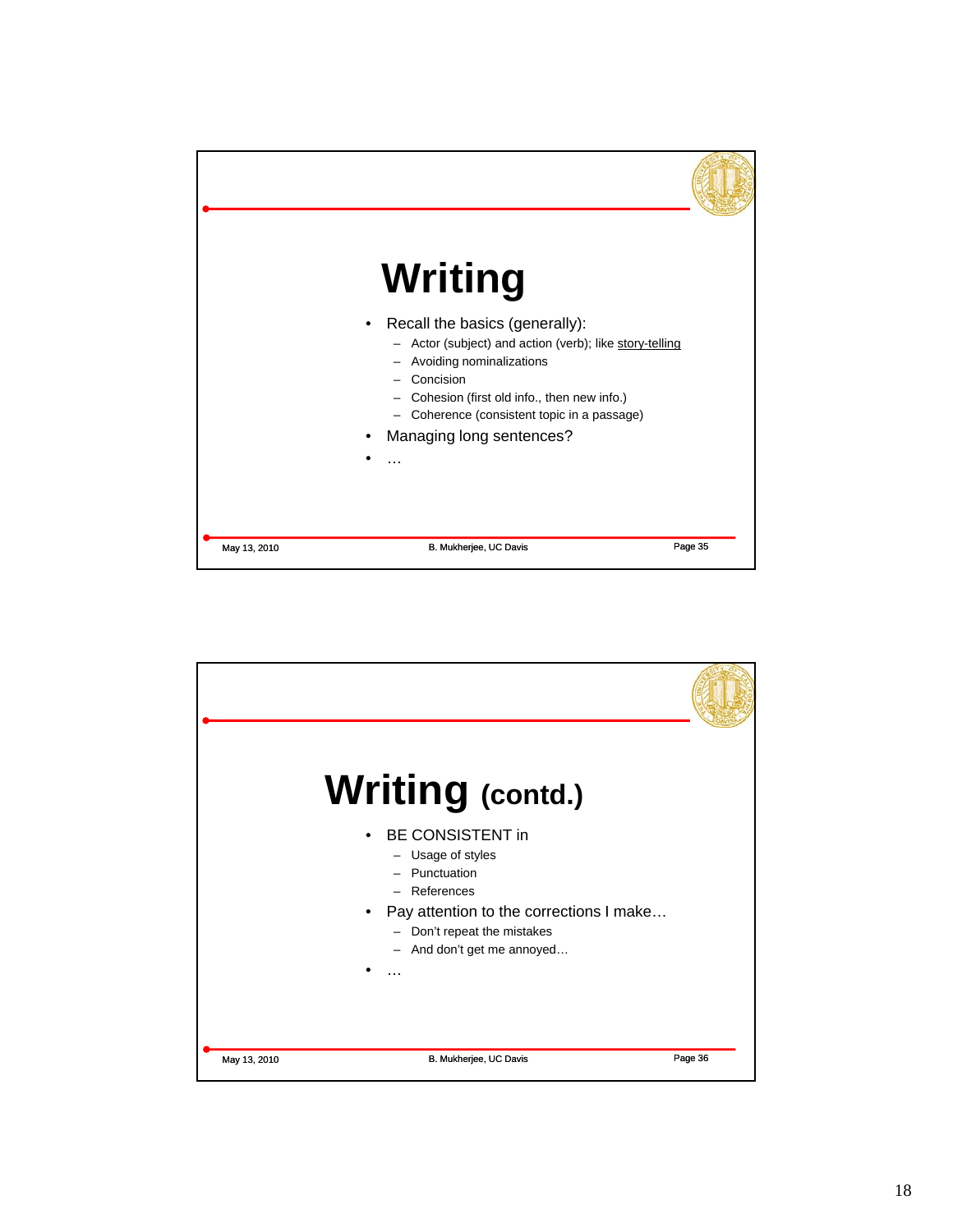# Writing

- Recall the basics (generally):
  - Actor (subject) and action (verb); like story-telling
  - Avoiding nominalizations
  - Concision
  - Cohesion (first old info., then new info.)
  - Coherence (consistent topic in a passage)
- Managing long sentences?
- …

# Writing (contd.)

- BE CONSISTENT in
  - Usage of styles
  - Punctuation
  - References
- Pay attention to the corrections I make…
  - Don't repeat the mistakes
  - And don't get me annoyed…
- …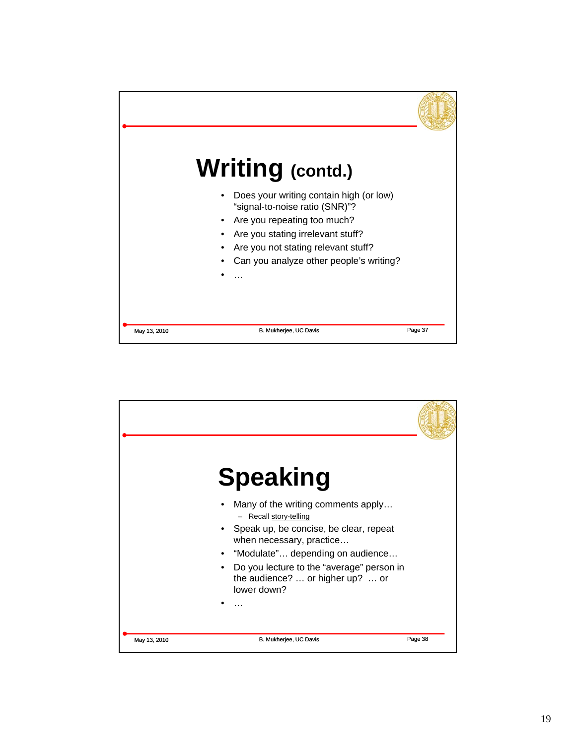# Writing (contd.)

- Does your writing contain high (or low) "signal-to-noise ratio (SNR)"?
- Are you repeating too much?
- Are you stating irrelevant stuff?
- Are you not stating relevant stuff?
- Can you analyze other people's writing?
- …

# Speaking

- Many of the writing comments apply…
  - Recall story-telling
- Speak up, be concise, be clear, repeat when necessary, practice…
- "Modulate"… depending on audience…
- Do you lecture to the "average" person in the audience? … or higher up? … or lower down?
- …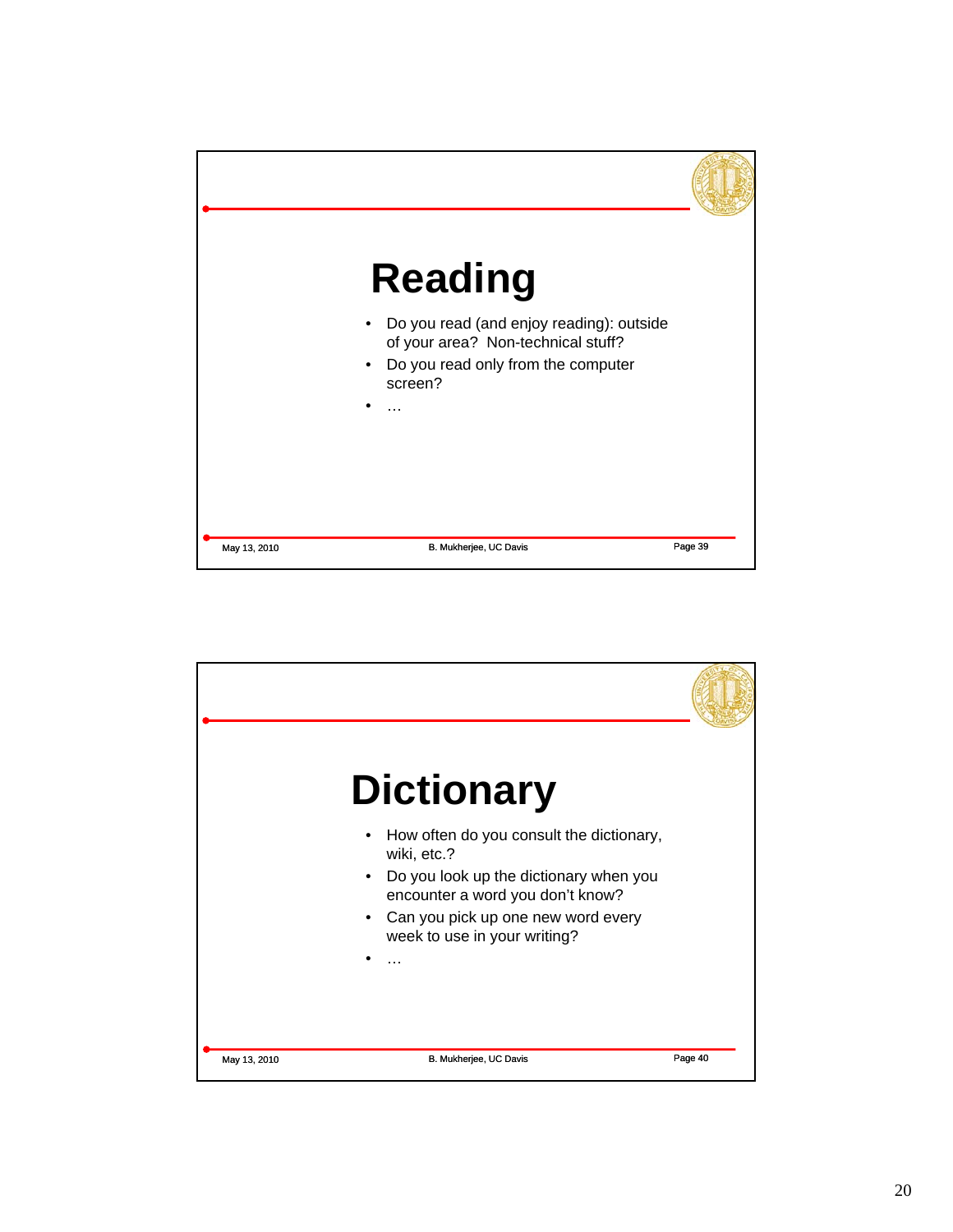# Reading

- Do you read (and enjoy reading): outside of your area? Non-technical stuff?
- Do you read only from the computer screen?
- …

# Dictionary

- How often do you consult the dictionary, wiki, etc.?
- Do you look up the dictionary when you encounter a word you don't know?
- Can you pick up one new word every week to use in your writing?
- …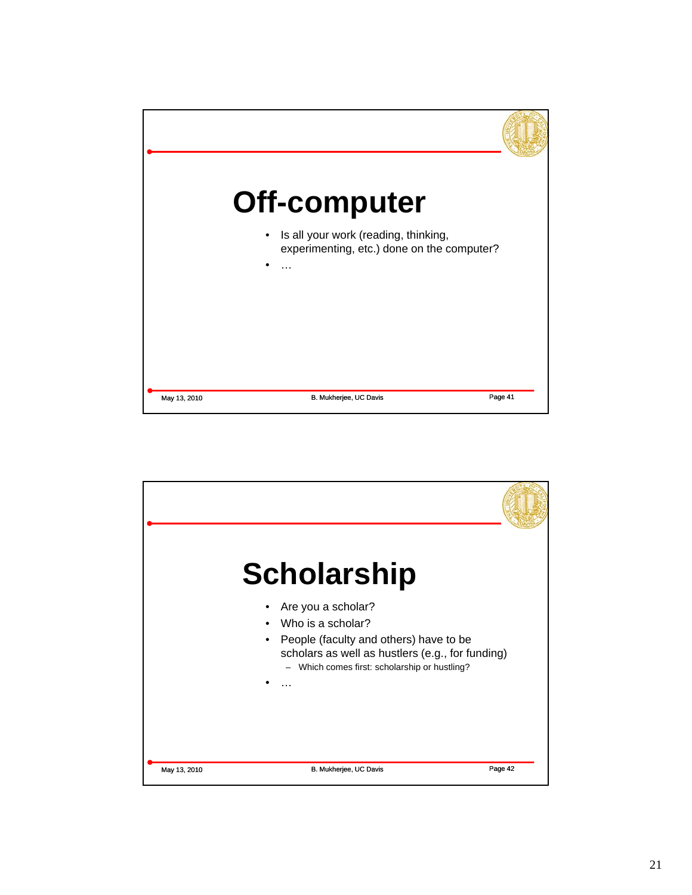# Off-computer

- Is all your work (reading, thinking, experimenting, etc.) done on the computer?
- …

# Scholarship

- Are you a scholar?
- Who is a scholar?
- People (faculty and others) have to be scholars as well as hustlers (e.g., for funding)
  - Which comes first: scholarship or hustling?
- …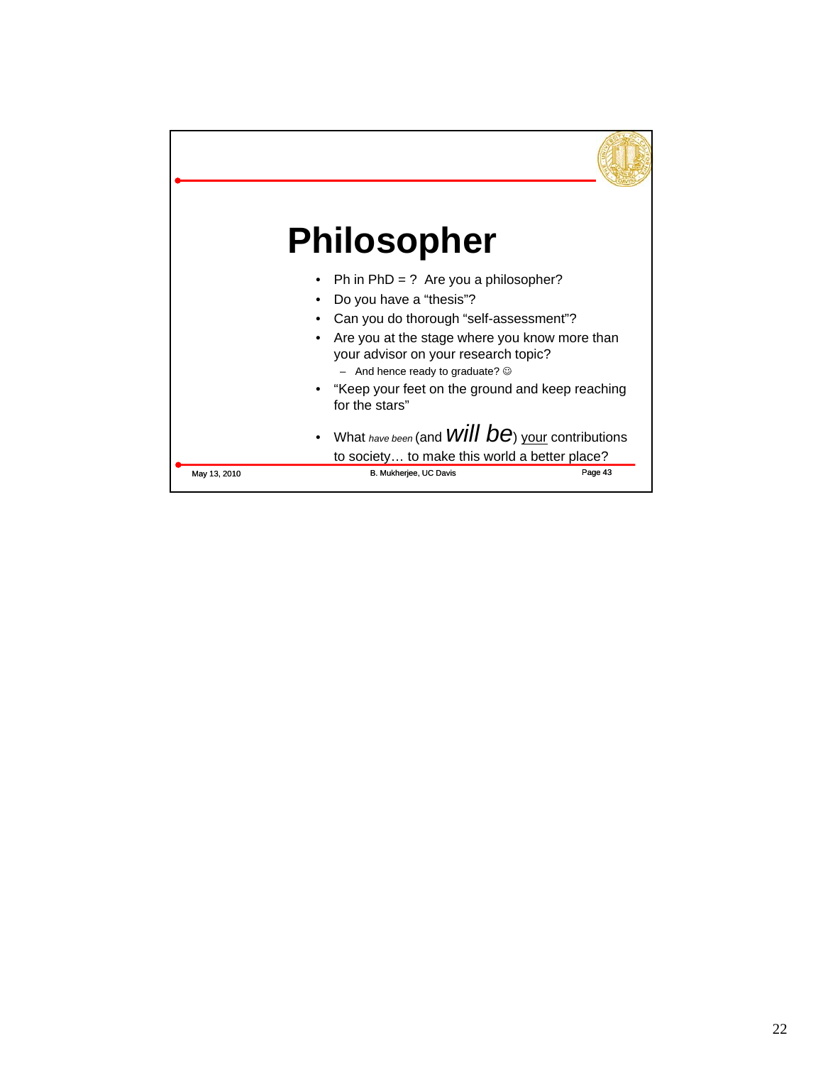# Philosopher

- Ph in PhD = ?  Are you a philosopher?
- Do you have a "thesis"?
- Can you do thorough "self-assessment"?
- Are you at the stage where you know more than your advisor on your research topic?
  - And hence ready to graduate? ☺
- "Keep your feet on the ground and keep reaching for the stars"
- What *have been* (and ***will be***) your contributions to society… to make this world a better place?

May 13, 2010 B. Mukherjee, UC Davis Page 43